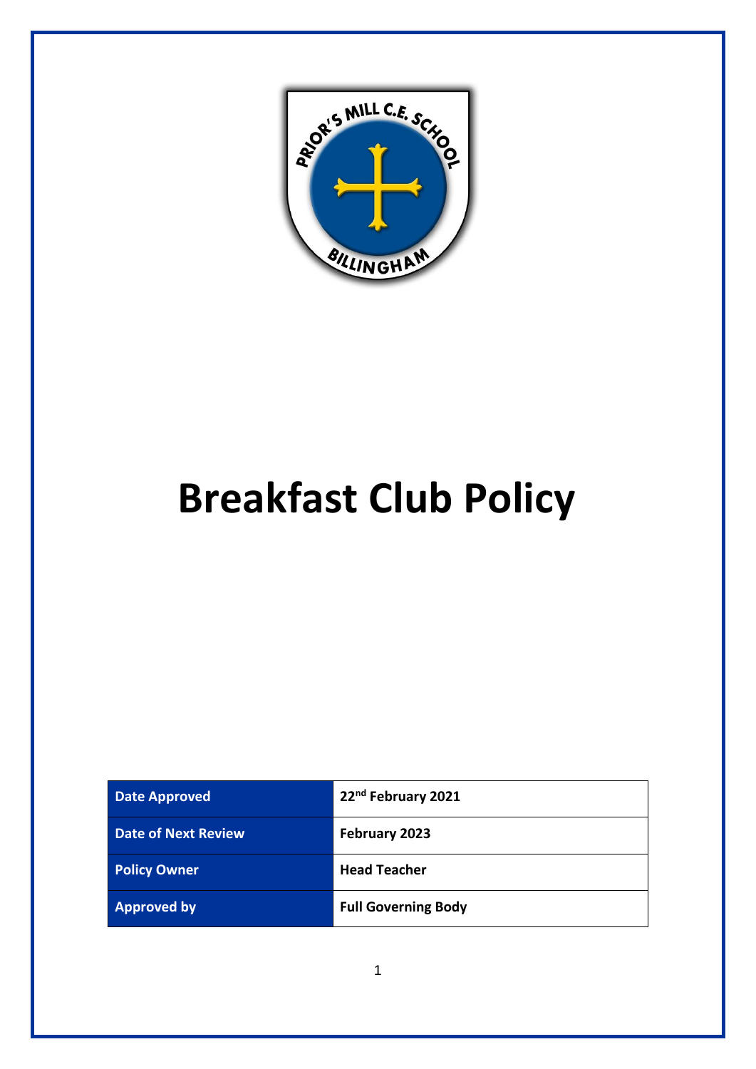# Breakfast Club Policy

| Date Approved | 22nd February 2021 |
| --- | --- |
| Date of Next Review | February 2023 |
| Policy Owner | Head Teacher |
| Approved by | Full Governing Body |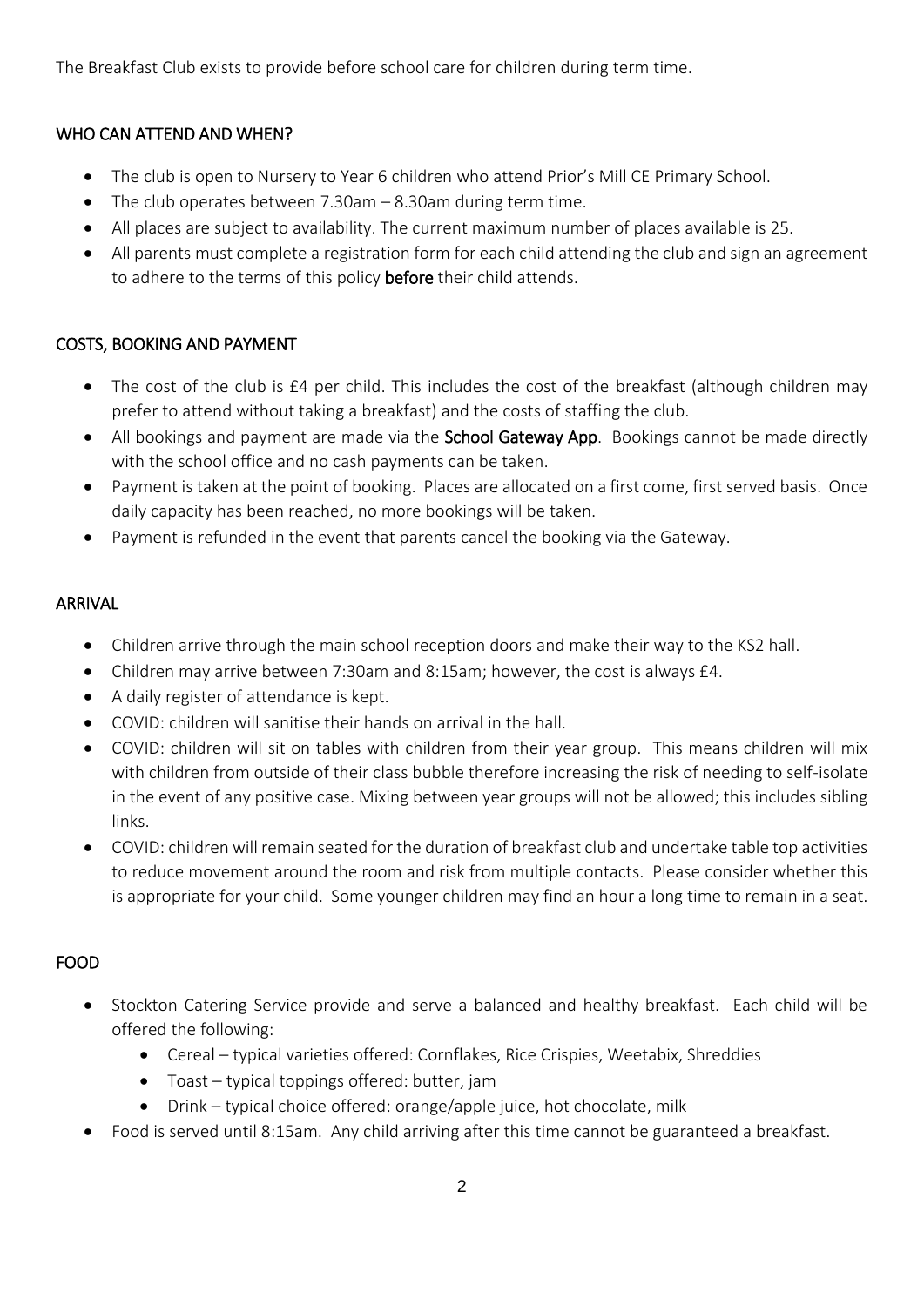The Breakfast Club exists to provide before school care for children during term time.

## WHO CAN ATTEND AND WHEN?

- The club is open to Nursery to Year 6 children who attend Prior's Mill CE Primary School.
- The club operates between 7.30am – 8.30am during term time.
- All places are subject to availability. The current maximum number of places available is 25.
- All parents must complete a registration form for each child attending the club and sign an agreement to adhere to the terms of this policy **before** their child attends.

## COSTS, BOOKING AND PAYMENT

- The cost of the club is £4 per child. This includes the cost of the breakfast (although children may prefer to attend without taking a breakfast) and the costs of staffing the club.
- All bookings and payment are made via the **School Gateway App**. Bookings cannot be made directly with the school office and no cash payments can be taken.
- Payment is taken at the point of booking. Places are allocated on a first come, first served basis. Once daily capacity has been reached, no more bookings will be taken.
- Payment is refunded in the event that parents cancel the booking via the Gateway.

## ARRIVAL

- Children arrive through the main school reception doors and make their way to the KS2 hall.
- Children may arrive between 7:30am and 8:15am; however, the cost is always £4.
- A daily register of attendance is kept.
- COVID: children will sanitise their hands on arrival in the hall.
- COVID: children will sit on tables with children from their year group. This means children will mix with children from outside of their class bubble therefore increasing the risk of needing to self-isolate in the event of any positive case. Mixing between year groups will not be allowed; this includes sibling links.
- COVID: children will remain seated for the duration of breakfast club and undertake table top activities to reduce movement around the room and risk from multiple contacts. Please consider whether this is appropriate for your child. Some younger children may find an hour a long time to remain in a seat.

## FOOD

- Stockton Catering Service provide and serve a balanced and healthy breakfast. Each child will be offered the following:
  - Cereal – typical varieties offered: Cornflakes, Rice Crispies, Weetabix, Shreddies
  - Toast – typical toppings offered: butter, jam
  - Drink – typical choice offered: orange/apple juice, hot chocolate, milk
- Food is served until 8:15am. Any child arriving after this time cannot be guaranteed a breakfast.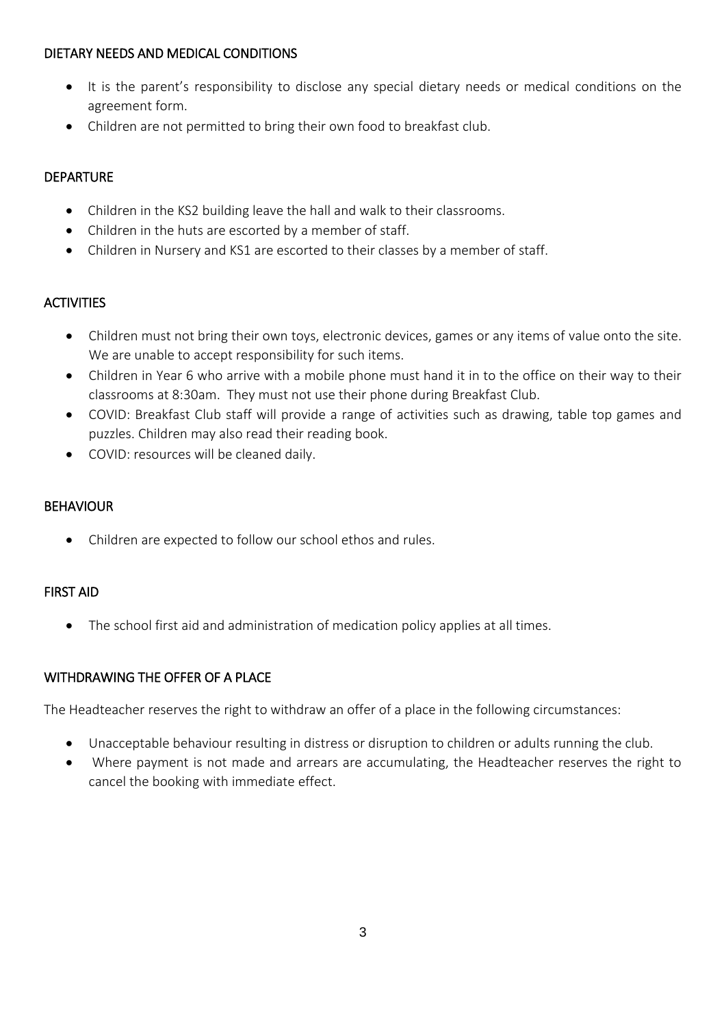## DIETARY NEEDS AND MEDICAL CONDITIONS

- It is the parent's responsibility to disclose any special dietary needs or medical conditions on the agreement form.
- Children are not permitted to bring their own food to breakfast club.

## DEPARTURE

- Children in the KS2 building leave the hall and walk to their classrooms.
- Children in the huts are escorted by a member of staff.
- Children in Nursery and KS1 are escorted to their classes by a member of staff.

## ACTIVITIES

- Children must not bring their own toys, electronic devices, games or any items of value onto the site. We are unable to accept responsibility for such items.
- Children in Year 6 who arrive with a mobile phone must hand it in to the office on their way to their classrooms at 8:30am. They must not use their phone during Breakfast Club.
- COVID: Breakfast Club staff will provide a range of activities such as drawing, table top games and puzzles. Children may also read their reading book.
- COVID: resources will be cleaned daily.

## BEHAVIOUR

- Children are expected to follow our school ethos and rules.

## FIRST AID

- The school first aid and administration of medication policy applies at all times.

## WITHDRAWING THE OFFER OF A PLACE

The Headteacher reserves the right to withdraw an offer of a place in the following circumstances:

- Unacceptable behaviour resulting in distress or disruption to children or adults running the club.
- Where payment is not made and arrears are accumulating, the Headteacher reserves the right to cancel the booking with immediate effect.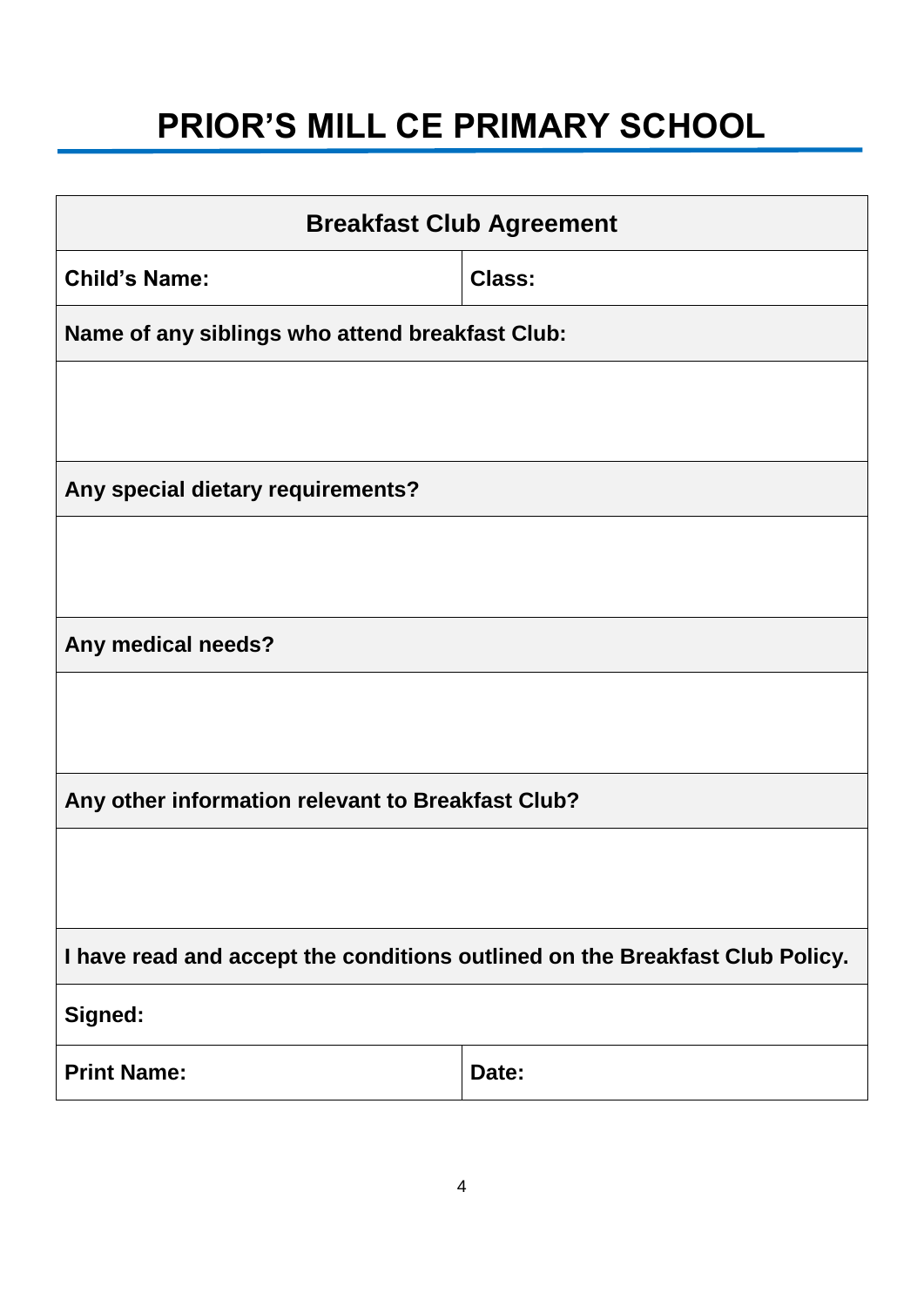# PRIOR'S MILL CE PRIMARY SCHOOL

| Breakfast Club Agreement | |
|---|---|
| **Child's Name:** | **Class:** |
| **Name of any siblings who attend breakfast Club:** | |
| | |
| **Any special dietary requirements?** | |
| | |
| **Any medical needs?** | |
| | |
| **Any other information relevant to Breakfast Club?** | |
| | |
| **I have read and accept the conditions outlined on the Breakfast Club Policy.** | |
| **Signed:** | |
| **Print Name:** | **Date:** |